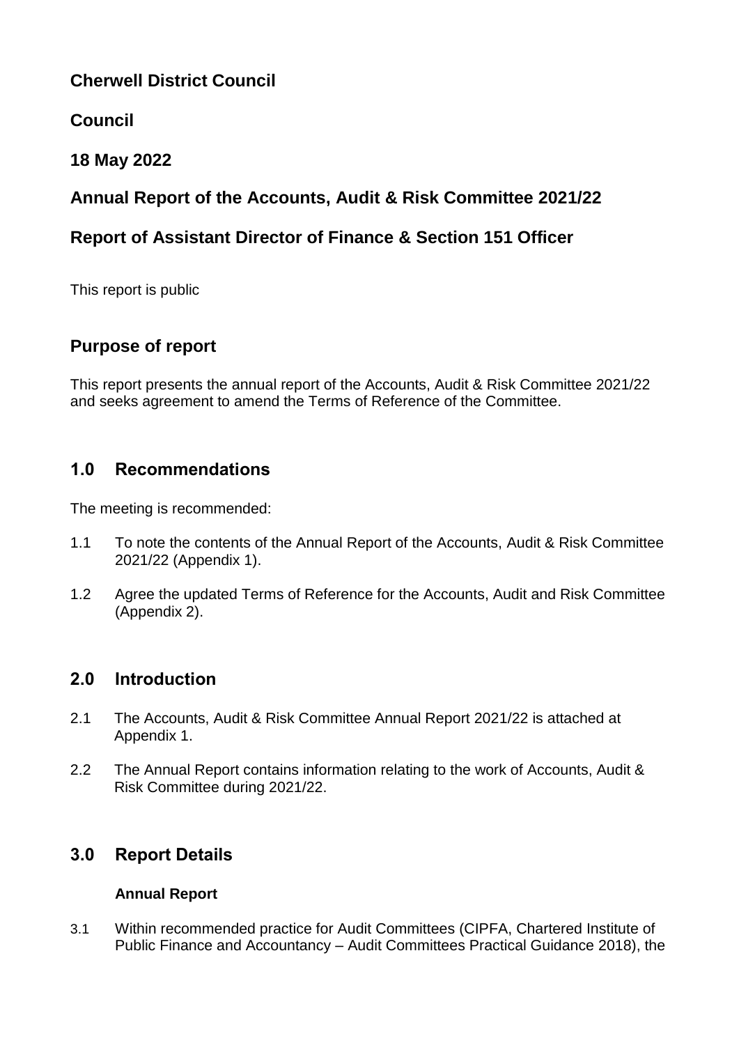# Cherwell District Council

## Council

## 18 May 2022

## Annual Report of the Accounts, Audit & Risk Committee 2021/22

## Report of Assistant Director of Finance & Section 151 Officer

This report is public

## Purpose of report

This report presents the annual report of the Accounts, Audit & Risk Committee 2021/22 and seeks agreement to amend the Terms of Reference of the Committee.

## 1.0 Recommendations

The meeting is recommended:

1.1 To note the contents of the Annual Report of the Accounts, Audit & Risk Committee 2021/22 (Appendix 1).

1.2 Agree the updated Terms of Reference for the Accounts, Audit and Risk Committee (Appendix 2).

## 2.0 Introduction

2.1 The Accounts, Audit & Risk Committee Annual Report 2021/22 is attached at Appendix 1.

2.2 The Annual Report contains information relating to the work of Accounts, Audit & Risk Committee during 2021/22.

## 3.0 Report Details

**Annual Report**

3.1 Within recommended practice for Audit Committees (CIPFA, Chartered Institute of Public Finance and Accountancy – Audit Committees Practical Guidance 2018), the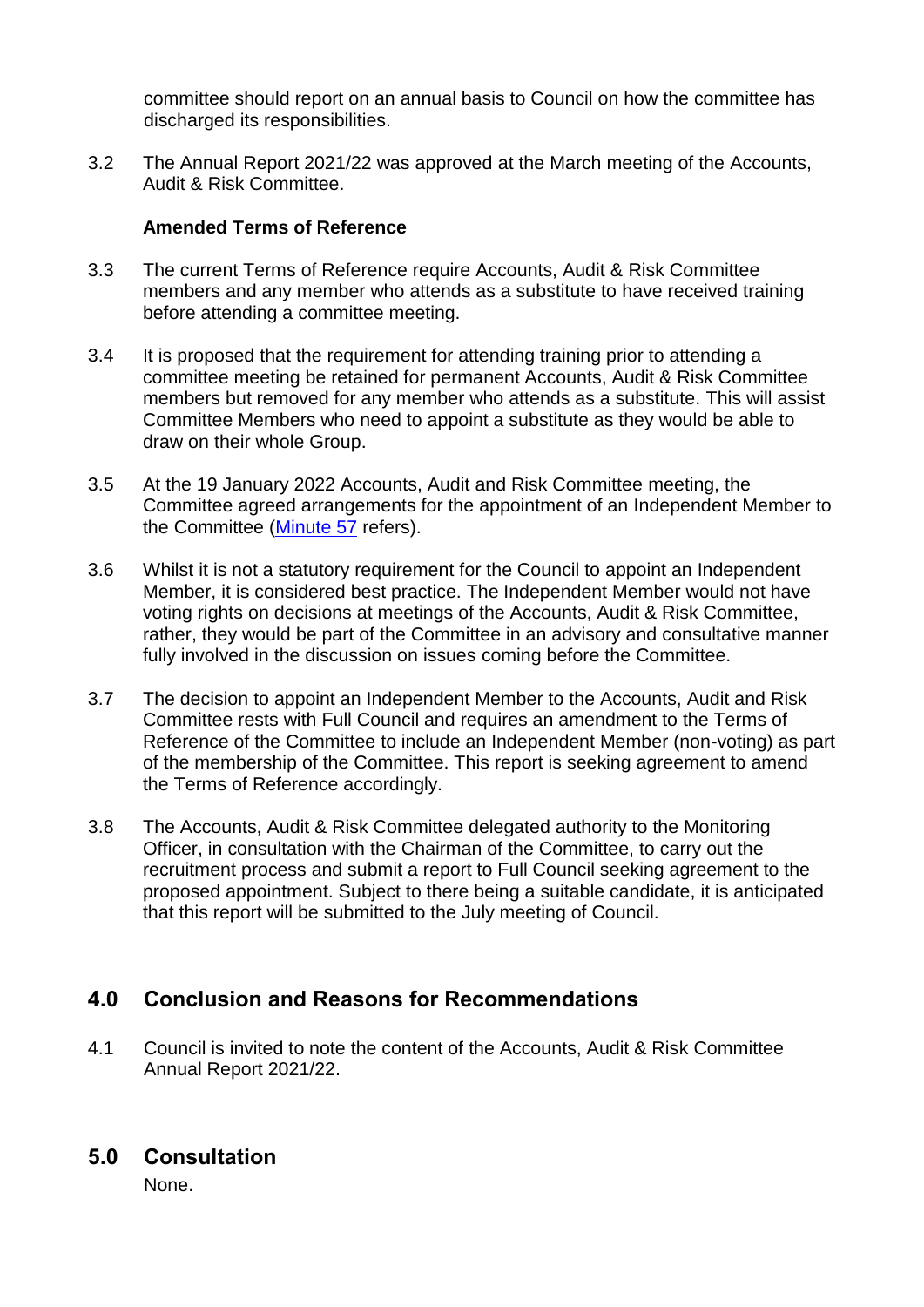committee should report on an annual basis to Council on how the committee has discharged its responsibilities.

3.2 The Annual Report 2021/22 was approved at the March meeting of the Accounts, Audit & Risk Committee.

**Amended Terms of Reference**

3.3 The current Terms of Reference require Accounts, Audit & Risk Committee members and any member who attends as a substitute to have received training before attending a committee meeting.

3.4 It is proposed that the requirement for attending training prior to attending a committee meeting be retained for permanent Accounts, Audit & Risk Committee members but removed for any member who attends as a substitute. This will assist Committee Members who need to appoint a substitute as they would be able to draw on their whole Group.

3.5 At the 19 January 2022 Accounts, Audit and Risk Committee meeting, the Committee agreed arrangements for the appointment of an Independent Member to the Committee (Minute 57 refers).

3.6 Whilst it is not a statutory requirement for the Council to appoint an Independent Member, it is considered best practice. The Independent Member would not have voting rights on decisions at meetings of the Accounts, Audit & Risk Committee, rather, they would be part of the Committee in an advisory and consultative manner fully involved in the discussion on issues coming before the Committee.

3.7 The decision to appoint an Independent Member to the Accounts, Audit and Risk Committee rests with Full Council and requires an amendment to the Terms of Reference of the Committee to include an Independent Member (non-voting) as part of the membership of the Committee. This report is seeking agreement to amend the Terms of Reference accordingly.

3.8 The Accounts, Audit & Risk Committee delegated authority to the Monitoring Officer, in consultation with the Chairman of the Committee, to carry out the recruitment process and submit a report to Full Council seeking agreement to the proposed appointment. Subject to there being a suitable candidate, it is anticipated that this report will be submitted to the July meeting of Council.

## 4.0 Conclusion and Reasons for Recommendations

4.1 Council is invited to note the content of the Accounts, Audit & Risk Committee Annual Report 2021/22.

## 5.0 Consultation

None.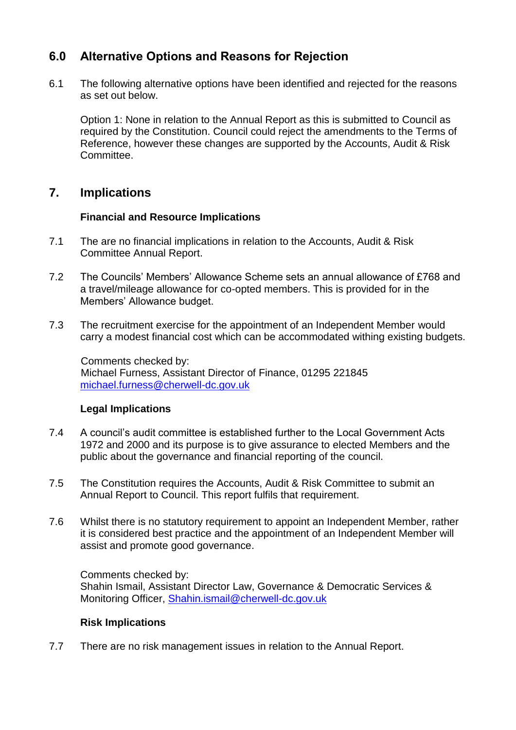## 6.0 Alternative Options and Reasons for Rejection

6.1 The following alternative options have been identified and rejected for the reasons as set out below.

Option 1: None in relation to the Annual Report as this is submitted to Council as required by the Constitution. Council could reject the amendments to the Terms of Reference, however these changes are supported by the Accounts, Audit & Risk Committee.

## 7. Implications

### Financial and Resource Implications

7.1 The are no financial implications in relation to the Accounts, Audit & Risk Committee Annual Report.

7.2 The Councils' Members' Allowance Scheme sets an annual allowance of £768 and a travel/mileage allowance for co-opted members. This is provided for in the Members' Allowance budget.

7.3 The recruitment exercise for the appointment of an Independent Member would carry a modest financial cost which can be accommodated withing existing budgets.

Comments checked by:
Michael Furness, Assistant Director of Finance, 01295 221845
michael.furness@cherwell-dc.gov.uk

### Legal Implications

7.4 A council's audit committee is established further to the Local Government Acts 1972 and 2000 and its purpose is to give assurance to elected Members and the public about the governance and financial reporting of the council.

7.5 The Constitution requires the Accounts, Audit & Risk Committee to submit an Annual Report to Council. This report fulfils that requirement.

7.6 Whilst there is no statutory requirement to appoint an Independent Member, rather it is considered best practice and the appointment of an Independent Member will assist and promote good governance.

Comments checked by:
Shahin Ismail, Assistant Director Law, Governance & Democratic Services & Monitoring Officer, Shahin.ismail@cherwell-dc.gov.uk

### Risk Implications

7.7 There are no risk management issues in relation to the Annual Report.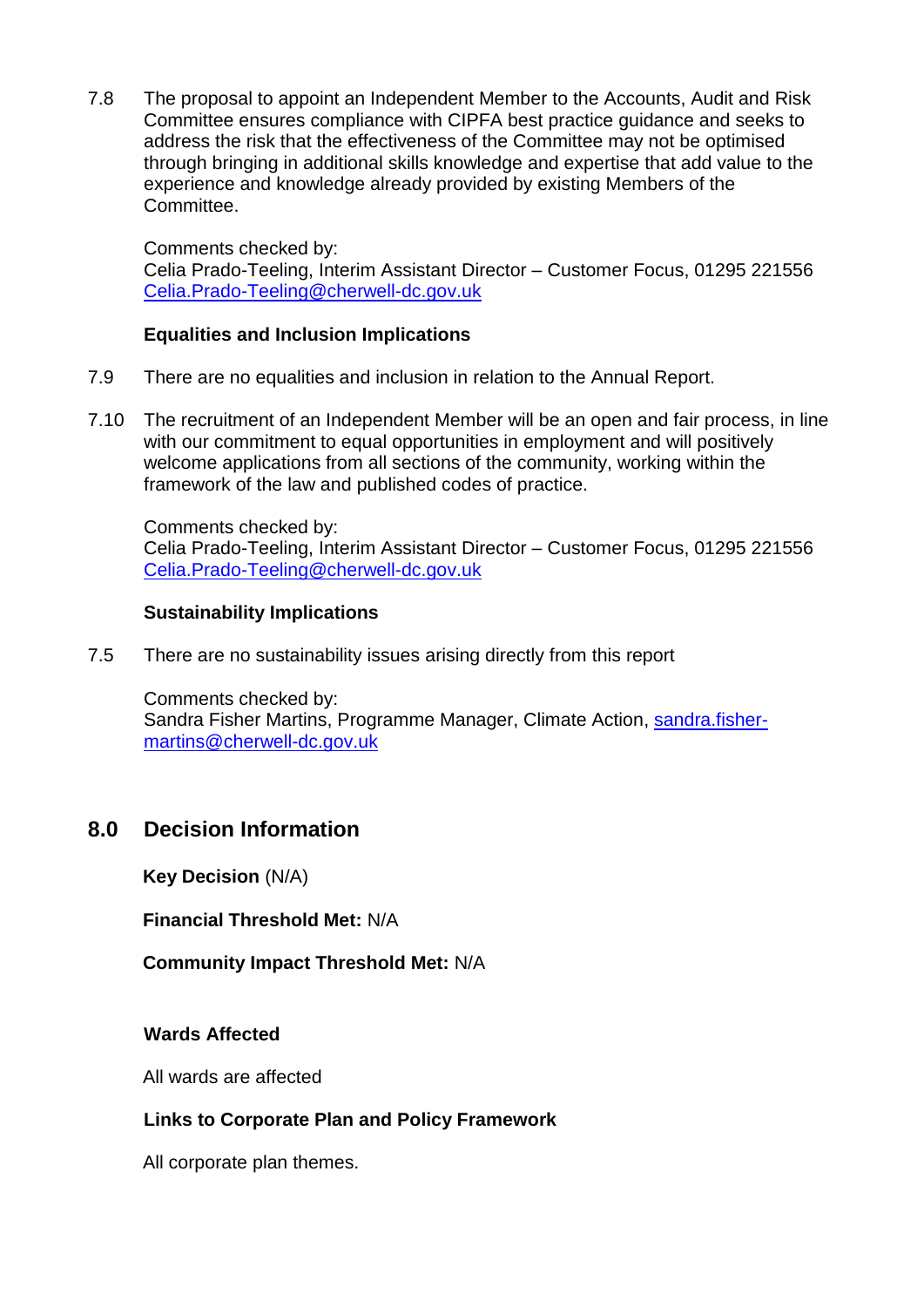7.8 The proposal to appoint an Independent Member to the Accounts, Audit and Risk Committee ensures compliance with CIPFA best practice guidance and seeks to address the risk that the effectiveness of the Committee may not be optimised through bringing in additional skills knowledge and expertise that add value to the experience and knowledge already provided by existing Members of the Committee.

Comments checked by:
Celia Prado-Teeling, Interim Assistant Director – Customer Focus, 01295 221556
Celia.Prado-Teeling@cherwell-dc.gov.uk

**Equalities and Inclusion Implications**

7.9 There are no equalities and inclusion in relation to the Annual Report.

7.10 The recruitment of an Independent Member will be an open and fair process, in line with our commitment to equal opportunities in employment and will positively welcome applications from all sections of the community, working within the framework of the law and published codes of practice.

Comments checked by:
Celia Prado-Teeling, Interim Assistant Director – Customer Focus, 01295 221556
Celia.Prado-Teeling@cherwell-dc.gov.uk

**Sustainability Implications**

7.5 There are no sustainability issues arising directly from this report

Comments checked by:
Sandra Fisher Martins, Programme Manager, Climate Action, sandra.fisher-martins@cherwell-dc.gov.uk

## 8.0 Decision Information

**Key Decision** (N/A)

**Financial Threshold Met:** N/A

**Community Impact Threshold Met:** N/A

**Wards Affected**

All wards are affected

**Links to Corporate Plan and Policy Framework**

All corporate plan themes.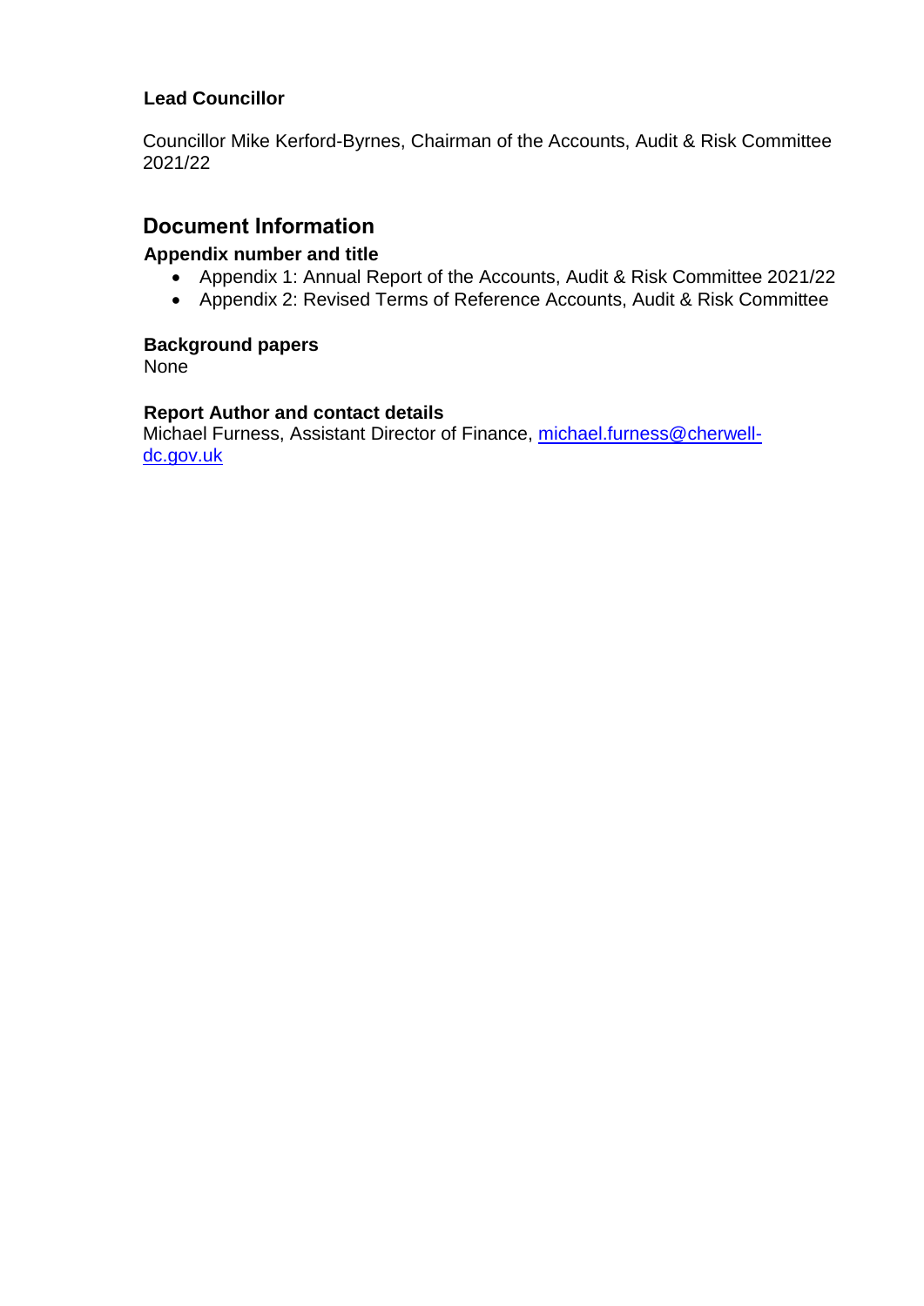**Lead Councillor**

Councillor Mike Kerford-Byrnes, Chairman of the Accounts, Audit & Risk Committee 2021/22

## Document Information

**Appendix number and title**

- Appendix 1: Annual Report of the Accounts, Audit & Risk Committee 2021/22
- Appendix 2: Revised Terms of Reference Accounts, Audit & Risk Committee

**Background papers**

None

**Report Author and contact details**

Michael Furness, Assistant Director of Finance, michael.furness@cherwell-dc.gov.uk